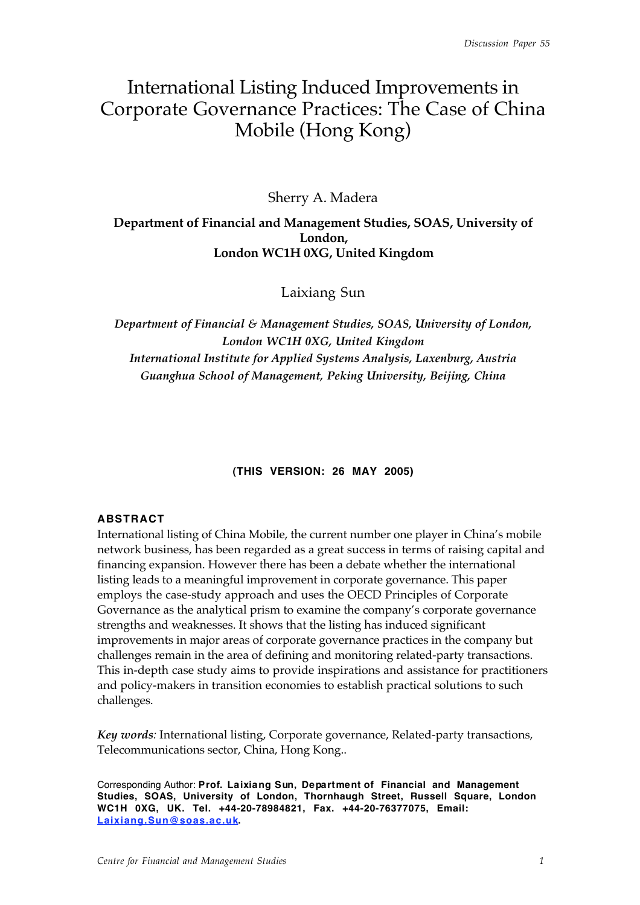# International Listing Induced Improvements in Corporate Governance Practices: The Case of China Mobile (Hong Kong)

Sherry A. Madera

**Department of Financial and Management Studies, SOAS, University of London, London WC1H 0XG, United Kingdom**

Laixiang Sun

***Department of Financial & Management Studies, SOAS, University of London, London WC1H 0XG, United Kingdom***
***International Institute for Applied Systems Analysis, Laxenburg, Austria***
***Guanghua School of Management, Peking University, Beijing, China***

**(THIS VERSION: 26 MAY 2005)**

## ABSTRACT

International listing of China Mobile, the current number one player in China's mobile network business, has been regarded as a great success in terms of raising capital and financing expansion. However there has been a debate whether the international listing leads to a meaningful improvement in corporate governance. This paper employs the case-study approach and uses the OECD Principles of Corporate Governance as the analytical prism to examine the company's corporate governance strengths and weaknesses. It shows that the listing has induced significant improvements in major areas of corporate governance practices in the company but challenges remain in the area of defining and monitoring related-party transactions. This in-depth case study aims to provide inspirations and assistance for practitioners and policy-makers in transition economies to establish practical solutions to such challenges.

*Key words:* International listing, Corporate governance, Related-party transactions, Telecommunications sector, China, Hong Kong..

Corresponding Author: **Prof. Laixiang Sun, Department of Financial and Management Studies, SOAS, University of London, Thornhaugh Street, Russell Square, London WC1H 0XG, UK. Tel. +44-20-78984821, Fax. +44-20-76377075, Email: Laixiang.Sun@soas.ac.uk.**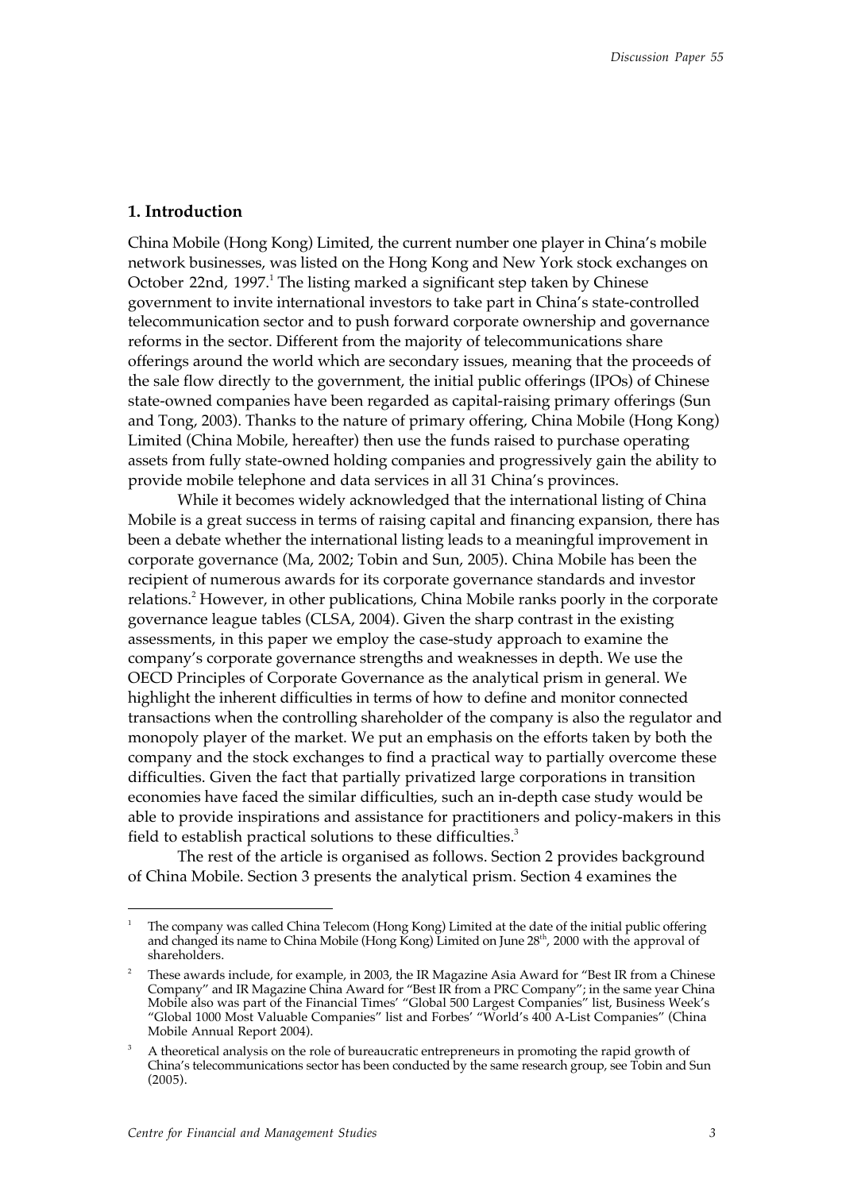## 1. Introduction

China Mobile (Hong Kong) Limited, the current number one player in China's mobile network businesses, was listed on the Hong Kong and New York stock exchanges on October 22nd, 1997.[1] The listing marked a significant step taken by Chinese government to invite international investors to take part in China's state-controlled telecommunication sector and to push forward corporate ownership and governance reforms in the sector. Different from the majority of telecommunications share offerings around the world which are secondary issues, meaning that the proceeds of the sale flow directly to the government, the initial public offerings (IPOs) of Chinese state-owned companies have been regarded as capital-raising primary offerings (Sun and Tong, 2003). Thanks to the nature of primary offering, China Mobile (Hong Kong) Limited (China Mobile, hereafter) then use the funds raised to purchase operating assets from fully state-owned holding companies and progressively gain the ability to provide mobile telephone and data services in all 31 China's provinces.

While it becomes widely acknowledged that the international listing of China Mobile is a great success in terms of raising capital and financing expansion, there has been a debate whether the international listing leads to a meaningful improvement in corporate governance (Ma, 2002; Tobin and Sun, 2005). China Mobile has been the recipient of numerous awards for its corporate governance standards and investor relations.[2] However, in other publications, China Mobile ranks poorly in the corporate governance league tables (CLSA, 2004). Given the sharp contrast in the existing assessments, in this paper we employ the case-study approach to examine the company's corporate governance strengths and weaknesses in depth. We use the OECD Principles of Corporate Governance as the analytical prism in general. We highlight the inherent difficulties in terms of how to define and monitor connected transactions when the controlling shareholder of the company is also the regulator and monopoly player of the market. We put an emphasis on the efforts taken by both the company and the stock exchanges to find a practical way to partially overcome these difficulties. Given the fact that partially privatized large corporations in transition economies have faced the similar difficulties, such an in-depth case study would be able to provide inspirations and assistance for practitioners and policy-makers in this field to establish practical solutions to these difficulties.[3]

The rest of the article is organised as follows. Section 2 provides background of China Mobile. Section 3 presents the analytical prism. Section 4 examines the

---

[1] The company was called China Telecom (Hong Kong) Limited at the date of the initial public offering and changed its name to China Mobile (Hong Kong) Limited on June 28th, 2000 with the approval of shareholders.

[2] These awards include, for example, in 2003, the IR Magazine Asia Award for "Best IR from a Chinese Company" and IR Magazine China Award for "Best IR from a PRC Company"; in the same year China Mobile also was part of the Financial Times' "Global 500 Largest Companies" list, Business Week's "Global 1000 Most Valuable Companies" list and Forbes' "World's 400 A-List Companies" (China Mobile Annual Report 2004).

[3] A theoretical analysis on the role of bureaucratic entrepreneurs in promoting the rapid growth of China's telecommunications sector has been conducted by the same research group, see Tobin and Sun (2005).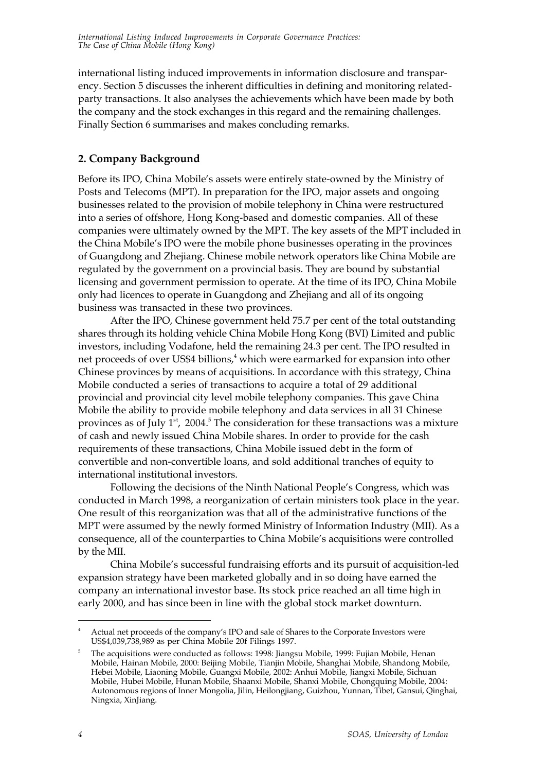international listing induced improvements in information disclosure and transparency. Section 5 discusses the inherent difficulties in defining and monitoring related-party transactions. It also analyses the achievements which have been made by both the company and the stock exchanges in this regard and the remaining challenges. Finally Section 6 summarises and makes concluding remarks.

## 2. Company Background

Before its IPO, China Mobile's assets were entirely state-owned by the Ministry of Posts and Telecoms (MPT). In preparation for the IPO, major assets and ongoing businesses related to the provision of mobile telephony in China were restructured into a series of offshore, Hong Kong-based and domestic companies. All of these companies were ultimately owned by the MPT. The key assets of the MPT included in the China Mobile's IPO were the mobile phone businesses operating in the provinces of Guangdong and Zhejiang. Chinese mobile network operators like China Mobile are regulated by the government on a provincial basis. They are bound by substantial licensing and government permission to operate. At the time of its IPO, China Mobile only had licences to operate in Guangdong and Zhejiang and all of its ongoing business was transacted in these two provinces.

After the IPO, Chinese government held 75.7 per cent of the total outstanding shares through its holding vehicle China Mobile Hong Kong (BVI) Limited and public investors, including Vodafone, held the remaining 24.3 per cent. The IPO resulted in net proceeds of over US$4 billions,[4] which were earmarked for expansion into other Chinese provinces by means of acquisitions. In accordance with this strategy, China Mobile conducted a series of transactions to acquire a total of 29 additional provincial and provincial city level mobile telephony companies. This gave China Mobile the ability to provide mobile telephony and data services in all 31 Chinese provinces as of July 1st, 2004.[5] The consideration for these transactions was a mixture of cash and newly issued China Mobile shares. In order to provide for the cash requirements of these transactions, China Mobile issued debt in the form of convertible and non-convertible loans, and sold additional tranches of equity to international institutional investors.

Following the decisions of the Ninth National People's Congress, which was conducted in March 1998, a reorganization of certain ministers took place in the year. One result of this reorganization was that all of the administrative functions of the MPT were assumed by the newly formed Ministry of Information Industry (MII). As a consequence, all of the counterparties to China Mobile's acquisitions were controlled by the MII.

China Mobile's successful fundraising efforts and its pursuit of acquisition-led expansion strategy have been marketed globally and in so doing have earned the company an international investor base. Its stock price reached an all time high in early 2000, and has since been in line with the global stock market downturn.

---

[4] Actual net proceeds of the company's IPO and sale of Shares to the Corporate Investors were US$4,039,738,989 as per China Mobile 20f Filings 1997.

[5] The acquisitions were conducted as follows: 1998: Jiangsu Mobile, 1999: Fujian Mobile, Henan Mobile, Hainan Mobile, 2000: Beijing Mobile, Tianjin Mobile, Shanghai Mobile, Shandong Mobile, Hebei Mobile, Liaoning Mobile, Guangxi Mobile, 2002: Anhui Mobile, Jiangxi Mobile, Sichuan Mobile, Hubei Mobile, Hunan Mobile, Shaanxi Mobile, Shanxi Mobile, Chongquing Mobile, 2004: Autonomous regions of Inner Mongolia, Jilin, Heilongjiang, Guizhou, Yunnan, Tibet, Gansui, Qinghai, Ningxia, XinJiang.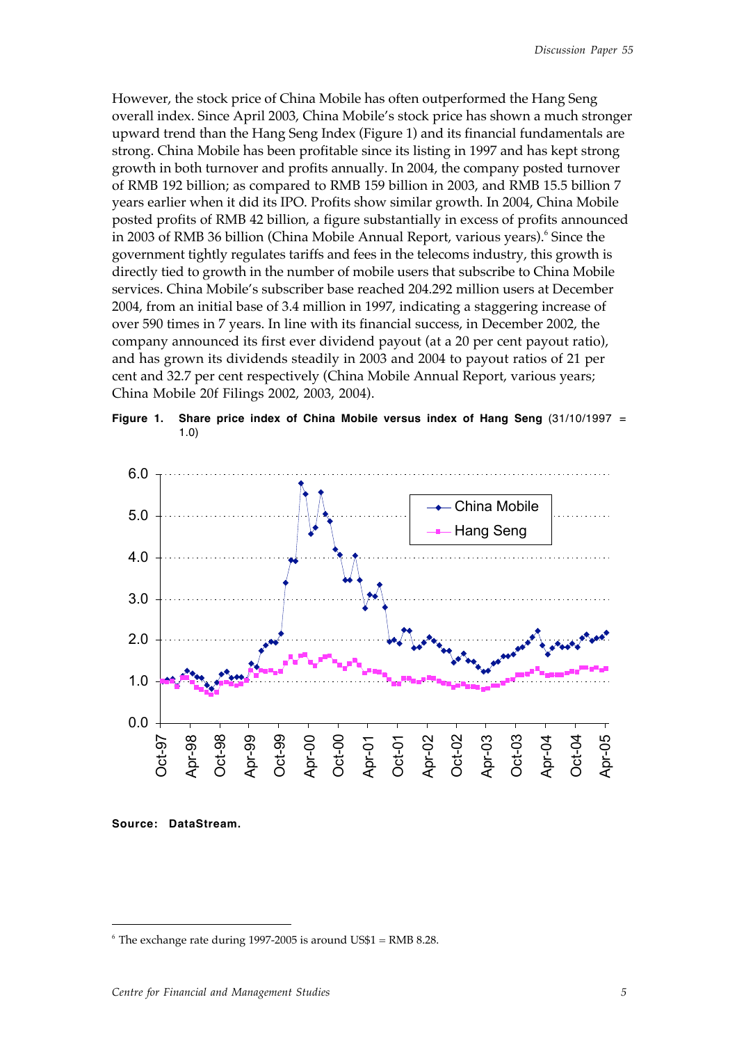However, the stock price of China Mobile has often outperformed the Hang Seng overall index. Since April 2003, China Mobile's stock price has shown a much stronger upward trend than the Hang Seng Index (Figure 1) and its financial fundamentals are strong. China Mobile has been profitable since its listing in 1997 and has kept strong growth in both turnover and profits annually. In 2004, the company posted turnover of RMB 192 billion; as compared to RMB 159 billion in 2003, and RMB 15.5 billion 7 years earlier when it did its IPO. Profits show similar growth. In 2004, China Mobile posted profits of RMB 42 billion, a figure substantially in excess of profits announced in 2003 of RMB 36 billion (China Mobile Annual Report, various years).[6] Since the government tightly regulates tariffs and fees in the telecoms industry, this growth is directly tied to growth in the number of mobile users that subscribe to China Mobile services. China Mobile's subscriber base reached 204.292 million users at December 2004, from an initial base of 3.4 million in 1997, indicating a staggering increase of over 590 times in 7 years. In line with its financial success, in December 2002, the company announced its first ever dividend payout (at a 20 per cent payout ratio), and has grown its dividends steadily in 2003 and 2004 to payout ratios of 21 per cent and 32.7 per cent respectively (China Mobile Annual Report, various years; China Mobile 20f Filings 2002, 2003, 2004).

**Figure 1. Share price index of China Mobile versus index of Hang Seng** (31/10/1997 = 1.0)

**Source: DataStream.**

[6] The exchange rate during 1997-2005 is around US$1 = RMB 8.28.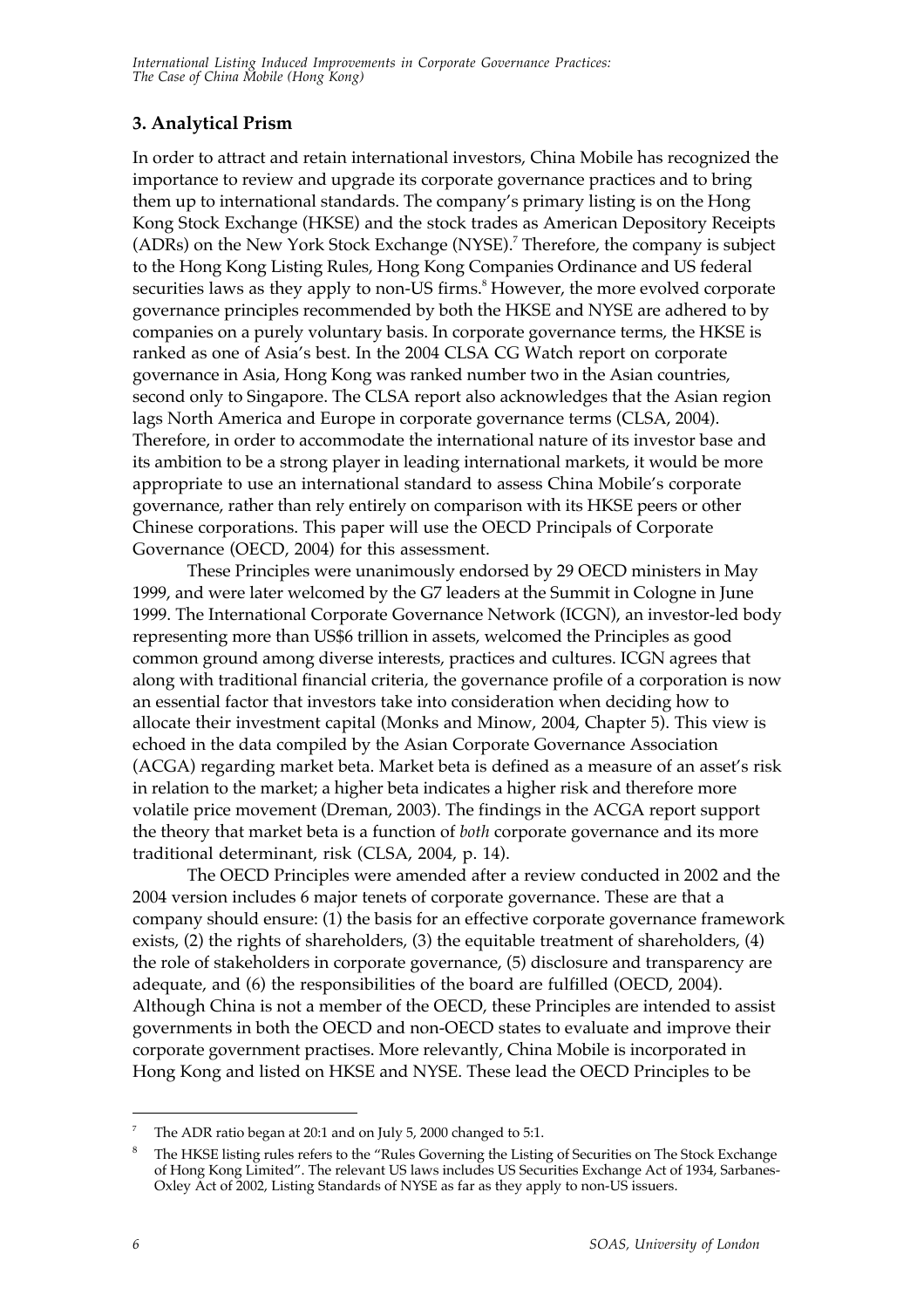## 3. Analytical Prism

In order to attract and retain international investors, China Mobile has recognized the importance to review and upgrade its corporate governance practices and to bring them up to international standards. The company's primary listing is on the Hong Kong Stock Exchange (HKSE) and the stock trades as American Depository Receipts (ADRs) on the New York Stock Exchange (NYSE).[7] Therefore, the company is subject to the Hong Kong Listing Rules, Hong Kong Companies Ordinance and US federal securities laws as they apply to non-US firms.[8] However, the more evolved corporate governance principles recommended by both the HKSE and NYSE are adhered to by companies on a purely voluntary basis. In corporate governance terms, the HKSE is ranked as one of Asia's best. In the 2004 CLSA CG Watch report on corporate governance in Asia, Hong Kong was ranked number two in the Asian countries, second only to Singapore. The CLSA report also acknowledges that the Asian region lags North America and Europe in corporate governance terms (CLSA, 2004). Therefore, in order to accommodate the international nature of its investor base and its ambition to be a strong player in leading international markets, it would be more appropriate to use an international standard to assess China Mobile's corporate governance, rather than rely entirely on comparison with its HKSE peers or other Chinese corporations. This paper will use the OECD Principals of Corporate Governance (OECD, 2004) for this assessment.

These Principles were unanimously endorsed by 29 OECD ministers in May 1999, and were later welcomed by the G7 leaders at the Summit in Cologne in June 1999. The International Corporate Governance Network (ICGN), an investor-led body representing more than US$6 trillion in assets, welcomed the Principles as good common ground among diverse interests, practices and cultures. ICGN agrees that along with traditional financial criteria, the governance profile of a corporation is now an essential factor that investors take into consideration when deciding how to allocate their investment capital (Monks and Minow, 2004, Chapter 5). This view is echoed in the data compiled by the Asian Corporate Governance Association (ACGA) regarding market beta. Market beta is defined as a measure of an asset's risk in relation to the market; a higher beta indicates a higher risk and therefore more volatile price movement (Dreman, 2003). The findings in the ACGA report support the theory that market beta is a function of *both* corporate governance and its more traditional determinant, risk (CLSA, 2004, p. 14).

The OECD Principles were amended after a review conducted in 2002 and the 2004 version includes 6 major tenets of corporate governance. These are that a company should ensure: (1) the basis for an effective corporate governance framework exists, (2) the rights of shareholders, (3) the equitable treatment of shareholders, (4) the role of stakeholders in corporate governance, (5) disclosure and transparency are adequate, and (6) the responsibilities of the board are fulfilled (OECD, 2004). Although China is not a member of the OECD, these Principles are intended to assist governments in both the OECD and non-OECD states to evaluate and improve their corporate government practises. More relevantly, China Mobile is incorporated in Hong Kong and listed on HKSE and NYSE. These lead the OECD Principles to be

[7] The ADR ratio began at 20:1 and on July 5, 2000 changed to 5:1.

[8] The HKSE listing rules refers to the "Rules Governing the Listing of Securities on The Stock Exchange of Hong Kong Limited". The relevant US laws includes US Securities Exchange Act of 1934, Sarbanes-Oxley Act of 2002, Listing Standards of NYSE as far as they apply to non-US issuers.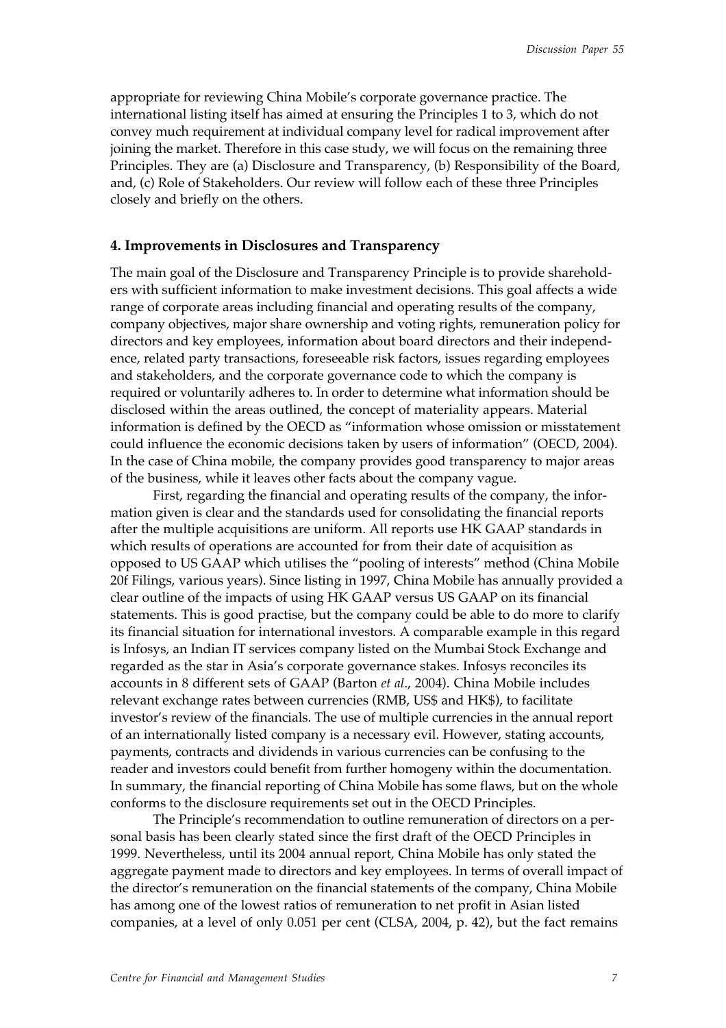appropriate for reviewing China Mobile's corporate governance practice. The international listing itself has aimed at ensuring the Principles 1 to 3, which do not convey much requirement at individual company level for radical improvement after joining the market. Therefore in this case study, we will focus on the remaining three Principles. They are (a) Disclosure and Transparency, (b) Responsibility of the Board, and, (c) Role of Stakeholders. Our review will follow each of these three Principles closely and briefly on the others.

## 4. Improvements in Disclosures and Transparency

The main goal of the Disclosure and Transparency Principle is to provide shareholders with sufficient information to make investment decisions. This goal affects a wide range of corporate areas including financial and operating results of the company, company objectives, major share ownership and voting rights, remuneration policy for directors and key employees, information about board directors and their independence, related party transactions, foreseeable risk factors, issues regarding employees and stakeholders, and the corporate governance code to which the company is required or voluntarily adheres to. In order to determine what information should be disclosed within the areas outlined, the concept of materiality appears. Material information is defined by the OECD as "information whose omission or misstatement could influence the economic decisions taken by users of information" (OECD, 2004). In the case of China mobile, the company provides good transparency to major areas of the business, while it leaves other facts about the company vague.

First, regarding the financial and operating results of the company, the information given is clear and the standards used for consolidating the financial reports after the multiple acquisitions are uniform. All reports use HK GAAP standards in which results of operations are accounted for from their date of acquisition as opposed to US GAAP which utilises the "pooling of interests" method (China Mobile 20f Filings, various years). Since listing in 1997, China Mobile has annually provided a clear outline of the impacts of using HK GAAP versus US GAAP on its financial statements. This is good practise, but the company could be able to do more to clarify its financial situation for international investors. A comparable example in this regard is Infosys, an Indian IT services company listed on the Mumbai Stock Exchange and regarded as the star in Asia's corporate governance stakes. Infosys reconciles its accounts in 8 different sets of GAAP (Barton *et al*., 2004). China Mobile includes relevant exchange rates between currencies (RMB, US$ and HK$), to facilitate investor's review of the financials. The use of multiple currencies in the annual report of an internationally listed company is a necessary evil. However, stating accounts, payments, contracts and dividends in various currencies can be confusing to the reader and investors could benefit from further homogeny within the documentation. In summary, the financial reporting of China Mobile has some flaws, but on the whole conforms to the disclosure requirements set out in the OECD Principles.

The Principle's recommendation to outline remuneration of directors on a personal basis has been clearly stated since the first draft of the OECD Principles in 1999. Nevertheless, until its 2004 annual report, China Mobile has only stated the aggregate payment made to directors and key employees. In terms of overall impact of the director's remuneration on the financial statements of the company, China Mobile has among one of the lowest ratios of remuneration to net profit in Asian listed companies, at a level of only 0.051 per cent (CLSA, 2004, p. 42), but the fact remains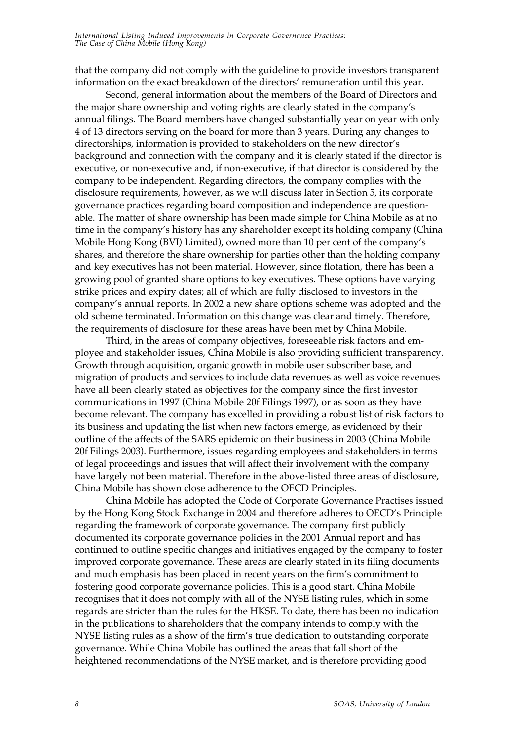that the company did not comply with the guideline to provide investors transparent information on the exact breakdown of the directors' remuneration until this year.

Second, general information about the members of the Board of Directors and the major share ownership and voting rights are clearly stated in the company's annual filings. The Board members have changed substantially year on year with only 4 of 13 directors serving on the board for more than 3 years. During any changes to directorships, information is provided to stakeholders on the new director's background and connection with the company and it is clearly stated if the director is executive, or non-executive and, if non-executive, if that director is considered by the company to be independent. Regarding directors, the company complies with the disclosure requirements, however, as we will discuss later in Section 5, its corporate governance practices regarding board composition and independence are questionable. The matter of share ownership has been made simple for China Mobile as at no time in the company's history has any shareholder except its holding company (China Mobile Hong Kong (BVI) Limited), owned more than 10 per cent of the company's shares, and therefore the share ownership for parties other than the holding company and key executives has not been material. However, since flotation, there has been a growing pool of granted share options to key executives. These options have varying strike prices and expiry dates; all of which are fully disclosed to investors in the company's annual reports. In 2002 a new share options scheme was adopted and the old scheme terminated. Information on this change was clear and timely. Therefore, the requirements of disclosure for these areas have been met by China Mobile.

Third, in the areas of company objectives, foreseeable risk factors and employee and stakeholder issues, China Mobile is also providing sufficient transparency. Growth through acquisition, organic growth in mobile user subscriber base, and migration of products and services to include data revenues as well as voice revenues have all been clearly stated as objectives for the company since the first investor communications in 1997 (China Mobile 20f Filings 1997), or as soon as they have become relevant. The company has excelled in providing a robust list of risk factors to its business and updating the list when new factors emerge, as evidenced by their outline of the affects of the SARS epidemic on their business in 2003 (China Mobile 20f Filings 2003). Furthermore, issues regarding employees and stakeholders in terms of legal proceedings and issues that will affect their involvement with the company have largely not been material. Therefore in the above-listed three areas of disclosure, China Mobile has shown close adherence to the OECD Principles.

China Mobile has adopted the Code of Corporate Governance Practises issued by the Hong Kong Stock Exchange in 2004 and therefore adheres to OECD's Principle regarding the framework of corporate governance. The company first publicly documented its corporate governance policies in the 2001 Annual report and has continued to outline specific changes and initiatives engaged by the company to foster improved corporate governance. These areas are clearly stated in its filing documents and much emphasis has been placed in recent years on the firm's commitment to fostering good corporate governance policies. This is a good start. China Mobile recognises that it does not comply with all of the NYSE listing rules, which in some regards are stricter than the rules for the HKSE. To date, there has been no indication in the publications to shareholders that the company intends to comply with the NYSE listing rules as a show of the firm's true dedication to outstanding corporate governance. While China Mobile has outlined the areas that fall short of the heightened recommendations of the NYSE market, and is therefore providing good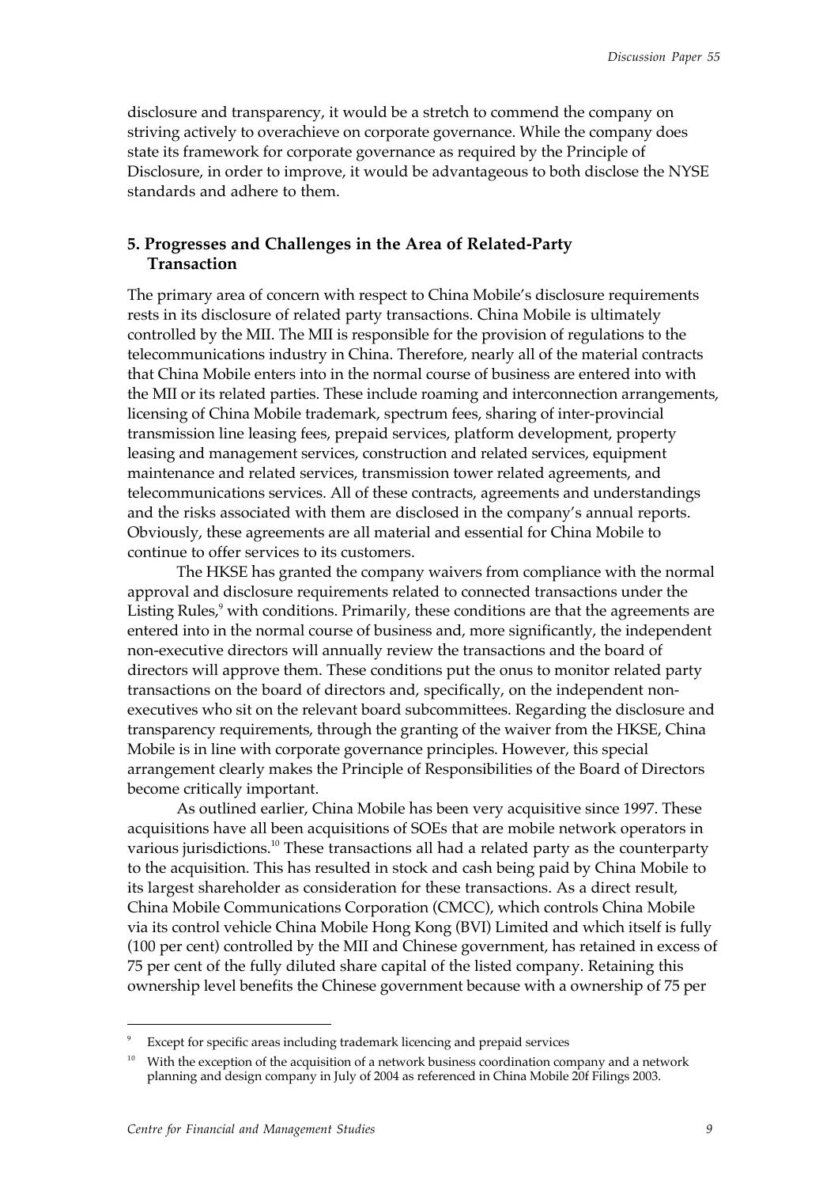disclosure and transparency, it would be a stretch to commend the company on striving actively to overachieve on corporate governance. While the company does state its framework for corporate governance as required by the Principle of Disclosure, in order to improve, it would be advantageous to both disclose the NYSE standards and adhere to them.

## 5. Progresses and Challenges in the Area of Related-Party Transaction

The primary area of concern with respect to China Mobile's disclosure requirements rests in its disclosure of related party transactions. China Mobile is ultimately controlled by the MII. The MII is responsible for the provision of regulations to the telecommunications industry in China. Therefore, nearly all of the material contracts that China Mobile enters into in the normal course of business are entered into with the MII or its related parties. These include roaming and interconnection arrangements, licensing of China Mobile trademark, spectrum fees, sharing of inter-provincial transmission line leasing fees, prepaid services, platform development, property leasing and management services, construction and related services, equipment maintenance and related services, transmission tower related agreements, and telecommunications services. All of these contracts, agreements and understandings and the risks associated with them are disclosed in the company's annual reports. Obviously, these agreements are all material and essential for China Mobile to continue to offer services to its customers.

The HKSE has granted the company waivers from compliance with the normal approval and disclosure requirements related to connected transactions under the Listing Rules,[9] with conditions. Primarily, these conditions are that the agreements are entered into in the normal course of business and, more significantly, the independent non-executive directors will annually review the transactions and the board of directors will approve them. These conditions put the onus to monitor related party transactions on the board of directors and, specifically, on the independent non-executives who sit on the relevant board subcommittees. Regarding the disclosure and transparency requirements, through the granting of the waiver from the HKSE, China Mobile is in line with corporate governance principles. However, this special arrangement clearly makes the Principle of Responsibilities of the Board of Directors become critically important.

As outlined earlier, China Mobile has been very acquisitive since 1997. These acquisitions have all been acquisitions of SOEs that are mobile network operators in various jurisdictions.[10] These transactions all had a related party as the counterparty to the acquisition. This has resulted in stock and cash being paid by China Mobile to its largest shareholder as consideration for these transactions. As a direct result, China Mobile Communications Corporation (CMCC), which controls China Mobile via its control vehicle China Mobile Hong Kong (BVI) Limited and which itself is fully (100 per cent) controlled by the MII and Chinese government, has retained in excess of 75 per cent of the fully diluted share capital of the listed company. Retaining this ownership level benefits the Chinese government because with a ownership of 75 per

---

[9] Except for specific areas including trademark licencing and prepaid services

[10] With the exception of the acquisition of a network business coordination company and a network planning and design company in July of 2004 as referenced in China Mobile 20f Filings 2003.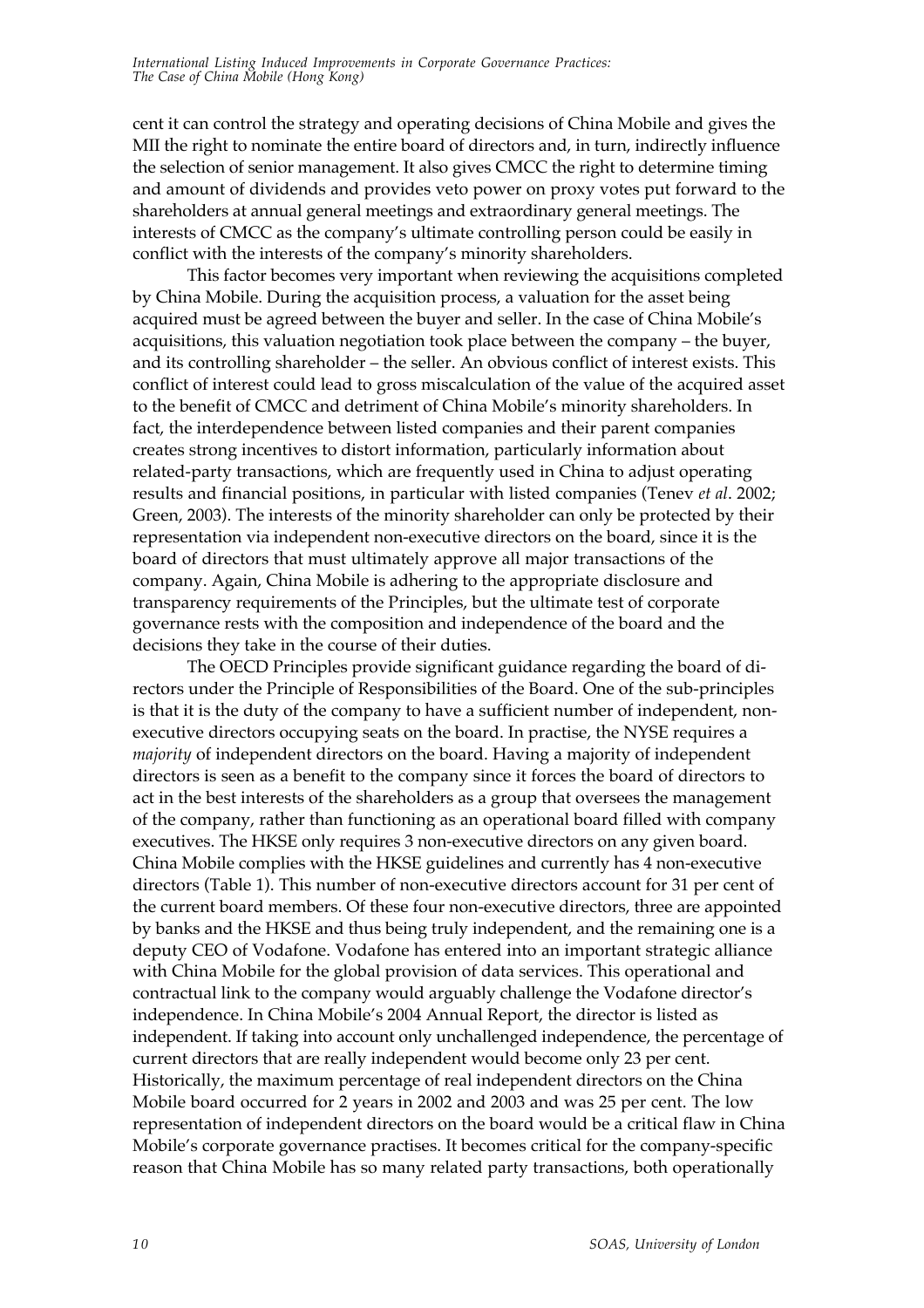cent it can control the strategy and operating decisions of China Mobile and gives the MII the right to nominate the entire board of directors and, in turn, indirectly influence the selection of senior management. It also gives CMCC the right to determine timing and amount of dividends and provides veto power on proxy votes put forward to the shareholders at annual general meetings and extraordinary general meetings. The interests of CMCC as the company's ultimate controlling person could be easily in conflict with the interests of the company's minority shareholders.

This factor becomes very important when reviewing the acquisitions completed by China Mobile. During the acquisition process, a valuation for the asset being acquired must be agreed between the buyer and seller. In the case of China Mobile's acquisitions, this valuation negotiation took place between the company – the buyer, and its controlling shareholder – the seller. An obvious conflict of interest exists. This conflict of interest could lead to gross miscalculation of the value of the acquired asset to the benefit of CMCC and detriment of China Mobile's minority shareholders. In fact, the interdependence between listed companies and their parent companies creates strong incentives to distort information, particularly information about related-party transactions, which are frequently used in China to adjust operating results and financial positions, in particular with listed companies (Tenev *et al*. 2002; Green, 2003). The interests of the minority shareholder can only be protected by their representation via independent non-executive directors on the board, since it is the board of directors that must ultimately approve all major transactions of the company. Again, China Mobile is adhering to the appropriate disclosure and transparency requirements of the Principles, but the ultimate test of corporate governance rests with the composition and independence of the board and the decisions they take in the course of their duties.

The OECD Principles provide significant guidance regarding the board of directors under the Principle of Responsibilities of the Board. One of the sub-principles is that it is the duty of the company to have a sufficient number of independent, non-executive directors occupying seats on the board. In practise, the NYSE requires a *majority* of independent directors on the board. Having a majority of independent directors is seen as a benefit to the company since it forces the board of directors to act in the best interests of the shareholders as a group that oversees the management of the company, rather than functioning as an operational board filled with company executives. The HKSE only requires 3 non-executive directors on any given board. China Mobile complies with the HKSE guidelines and currently has 4 non-executive directors (Table 1). This number of non-executive directors account for 31 per cent of the current board members. Of these four non-executive directors, three are appointed by banks and the HKSE and thus being truly independent, and the remaining one is a deputy CEO of Vodafone. Vodafone has entered into an important strategic alliance with China Mobile for the global provision of data services. This operational and contractual link to the company would arguably challenge the Vodafone director's independence. In China Mobile's 2004 Annual Report, the director is listed as independent. If taking into account only unchallenged independence, the percentage of current directors that are really independent would become only 23 per cent. Historically, the maximum percentage of real independent directors on the China Mobile board occurred for 2 years in 2002 and 2003 and was 25 per cent. The low representation of independent directors on the board would be a critical flaw in China Mobile's corporate governance practises. It becomes critical for the company-specific reason that China Mobile has so many related party transactions, both operationally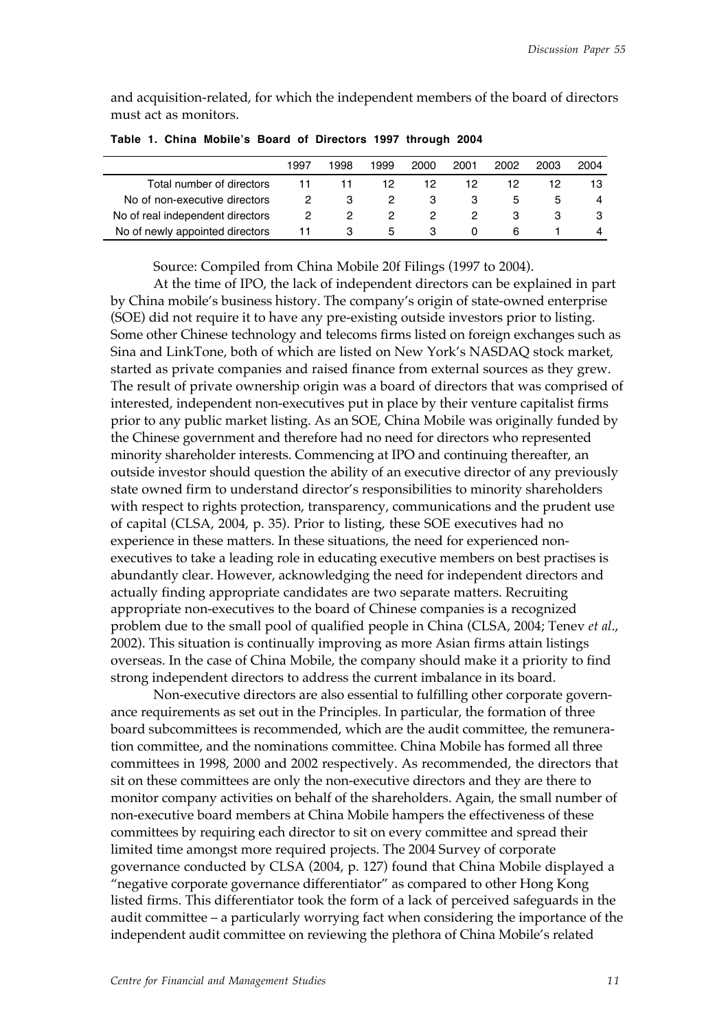and acquisition-related, for which the independent members of the board of directors must act as monitors.

**Table 1. China Mobile's Board of Directors 1997 through 2004**

| | 1997 | 1998 | 1999 | 2000 | 2001 | 2002 | 2003 | 2004 |
|---|---|---|---|---|---|---|---|---|
| Total number of directors | 11 | 11 | 12 | 12 | 12 | 12 | 12 | 13 |
| No of non-executive directors | 2 | 3 | 2 | 3 | 3 | 5 | 5 | 4 |
| No of real independent directors | 2 | 2 | 2 | 2 | 2 | 3 | 3 | 3 |
| No of newly appointed directors | 11 | 3 | 5 | 3 | 0 | 6 | 1 | 4 |

Source: Compiled from China Mobile 20f Filings (1997 to 2004).

At the time of IPO, the lack of independent directors can be explained in part by China mobile's business history. The company's origin of state-owned enterprise (SOE) did not require it to have any pre-existing outside investors prior to listing. Some other Chinese technology and telecoms firms listed on foreign exchanges such as Sina and LinkTone, both of which are listed on New York's NASDAQ stock market, started as private companies and raised finance from external sources as they grew. The result of private ownership origin was a board of directors that was comprised of interested, independent non-executives put in place by their venture capitalist firms prior to any public market listing. As an SOE, China Mobile was originally funded by the Chinese government and therefore had no need for directors who represented minority shareholder interests. Commencing at IPO and continuing thereafter, an outside investor should question the ability of an executive director of any previously state owned firm to understand director's responsibilities to minority shareholders with respect to rights protection, transparency, communications and the prudent use of capital (CLSA, 2004, p. 35). Prior to listing, these SOE executives had no experience in these matters. In these situations, the need for experienced non-executives to take a leading role in educating executive members on best practises is abundantly clear. However, acknowledging the need for independent directors and actually finding appropriate candidates are two separate matters. Recruiting appropriate non-executives to the board of Chinese companies is a recognized problem due to the small pool of qualified people in China (CLSA, 2004; Tenev *et al*., 2002). This situation is continually improving as more Asian firms attain listings overseas. In the case of China Mobile, the company should make it a priority to find strong independent directors to address the current imbalance in its board.

Non-executive directors are also essential to fulfilling other corporate governance requirements as set out in the Principles. In particular, the formation of three board subcommittees is recommended, which are the audit committee, the remuneration committee, and the nominations committee. China Mobile has formed all three committees in 1998, 2000 and 2002 respectively. As recommended, the directors that sit on these committees are only the non-executive directors and they are there to monitor company activities on behalf of the shareholders. Again, the small number of non-executive board members at China Mobile hampers the effectiveness of these committees by requiring each director to sit on every committee and spread their limited time amongst more required projects. The 2004 Survey of corporate governance conducted by CLSA (2004, p. 127) found that China Mobile displayed a "negative corporate governance differentiator" as compared to other Hong Kong listed firms. This differentiator took the form of a lack of perceived safeguards in the audit committee – a particularly worrying fact when considering the importance of the independent audit committee on reviewing the plethora of China Mobile's related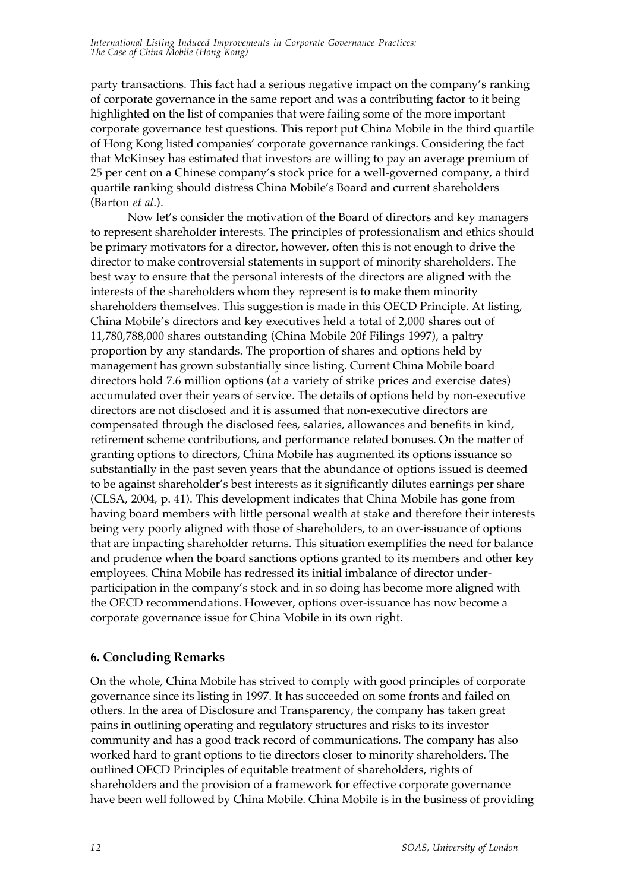party transactions. This fact had a serious negative impact on the company's ranking of corporate governance in the same report and was a contributing factor to it being highlighted on the list of companies that were failing some of the more important corporate governance test questions. This report put China Mobile in the third quartile of Hong Kong listed companies' corporate governance rankings. Considering the fact that McKinsey has estimated that investors are willing to pay an average premium of 25 per cent on a Chinese company's stock price for a well-governed company, a third quartile ranking should distress China Mobile's Board and current shareholders (Barton *et al*.).

Now let's consider the motivation of the Board of directors and key managers to represent shareholder interests. The principles of professionalism and ethics should be primary motivators for a director, however, often this is not enough to drive the director to make controversial statements in support of minority shareholders. The best way to ensure that the personal interests of the directors are aligned with the interests of the shareholders whom they represent is to make them minority shareholders themselves. This suggestion is made in this OECD Principle. At listing, China Mobile's directors and key executives held a total of 2,000 shares out of 11,780,788,000 shares outstanding (China Mobile 20f Filings 1997), a paltry proportion by any standards. The proportion of shares and options held by management has grown substantially since listing. Current China Mobile board directors hold 7.6 million options (at a variety of strike prices and exercise dates) accumulated over their years of service. The details of options held by non-executive directors are not disclosed and it is assumed that non-executive directors are compensated through the disclosed fees, salaries, allowances and benefits in kind, retirement scheme contributions, and performance related bonuses. On the matter of granting options to directors, China Mobile has augmented its options issuance so substantially in the past seven years that the abundance of options issued is deemed to be against shareholder's best interests as it significantly dilutes earnings per share (CLSA, 2004, p. 41). This development indicates that China Mobile has gone from having board members with little personal wealth at stake and therefore their interests being very poorly aligned with those of shareholders, to an over-issuance of options that are impacting shareholder returns. This situation exemplifies the need for balance and prudence when the board sanctions options granted to its members and other key employees. China Mobile has redressed its initial imbalance of director under-participation in the company's stock and in so doing has become more aligned with the OECD recommendations. However, options over-issuance has now become a corporate governance issue for China Mobile in its own right.

## 6. Concluding Remarks

On the whole, China Mobile has strived to comply with good principles of corporate governance since its listing in 1997. It has succeeded on some fronts and failed on others. In the area of Disclosure and Transparency, the company has taken great pains in outlining operating and regulatory structures and risks to its investor community and has a good track record of communications. The company has also worked hard to grant options to tie directors closer to minority shareholders. The outlined OECD Principles of equitable treatment of shareholders, rights of shareholders and the provision of a framework for effective corporate governance have been well followed by China Mobile. China Mobile is in the business of providing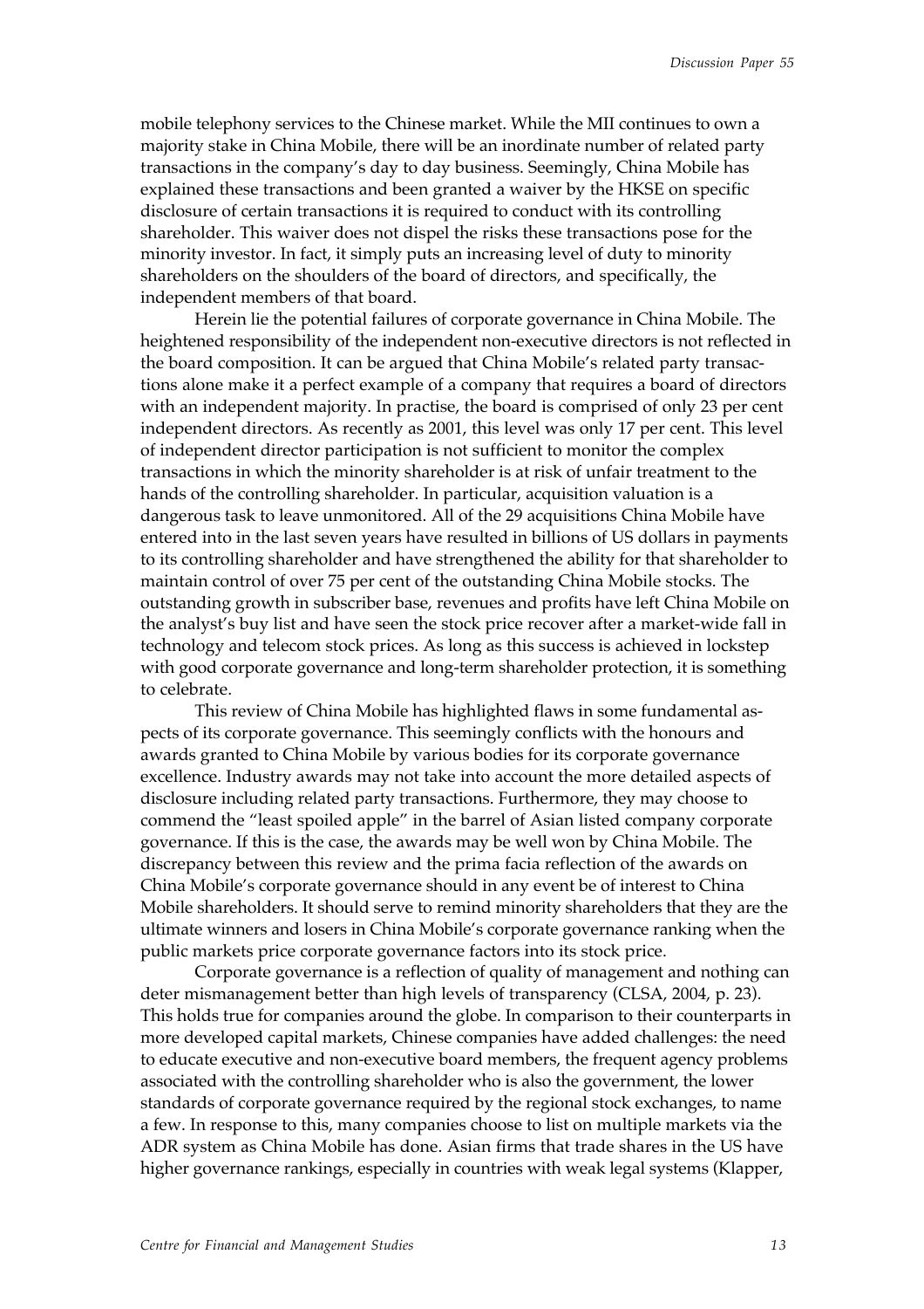mobile telephony services to the Chinese market. While the MII continues to own a majority stake in China Mobile, there will be an inordinate number of related party transactions in the company's day to day business. Seemingly, China Mobile has explained these transactions and been granted a waiver by the HKSE on specific disclosure of certain transactions it is required to conduct with its controlling shareholder. This waiver does not dispel the risks these transactions pose for the minority investor. In fact, it simply puts an increasing level of duty to minority shareholders on the shoulders of the board of directors, and specifically, the independent members of that board.

Herein lie the potential failures of corporate governance in China Mobile. The heightened responsibility of the independent non-executive directors is not reflected in the board composition. It can be argued that China Mobile's related party transactions alone make it a perfect example of a company that requires a board of directors with an independent majority. In practise, the board is comprised of only 23 per cent independent directors. As recently as 2001, this level was only 17 per cent. This level of independent director participation is not sufficient to monitor the complex transactions in which the minority shareholder is at risk of unfair treatment to the hands of the controlling shareholder. In particular, acquisition valuation is a dangerous task to leave unmonitored. All of the 29 acquisitions China Mobile have entered into in the last seven years have resulted in billions of US dollars in payments to its controlling shareholder and have strengthened the ability for that shareholder to maintain control of over 75 per cent of the outstanding China Mobile stocks. The outstanding growth in subscriber base, revenues and profits have left China Mobile on the analyst's buy list and have seen the stock price recover after a market-wide fall in technology and telecom stock prices. As long as this success is achieved in lockstep with good corporate governance and long-term shareholder protection, it is something to celebrate.

This review of China Mobile has highlighted flaws in some fundamental aspects of its corporate governance. This seemingly conflicts with the honours and awards granted to China Mobile by various bodies for its corporate governance excellence. Industry awards may not take into account the more detailed aspects of disclosure including related party transactions. Furthermore, they may choose to commend the "least spoiled apple" in the barrel of Asian listed company corporate governance. If this is the case, the awards may be well won by China Mobile. The discrepancy between this review and the prima facia reflection of the awards on China Mobile's corporate governance should in any event be of interest to China Mobile shareholders. It should serve to remind minority shareholders that they are the ultimate winners and losers in China Mobile's corporate governance ranking when the public markets price corporate governance factors into its stock price.

Corporate governance is a reflection of quality of management and nothing can deter mismanagement better than high levels of transparency (CLSA, 2004, p. 23). This holds true for companies around the globe. In comparison to their counterparts in more developed capital markets, Chinese companies have added challenges: the need to educate executive and non-executive board members, the frequent agency problems associated with the controlling shareholder who is also the government, the lower standards of corporate governance required by the regional stock exchanges, to name a few. In response to this, many companies choose to list on multiple markets via the ADR system as China Mobile has done. Asian firms that trade shares in the US have higher governance rankings, especially in countries with weak legal systems (Klapper,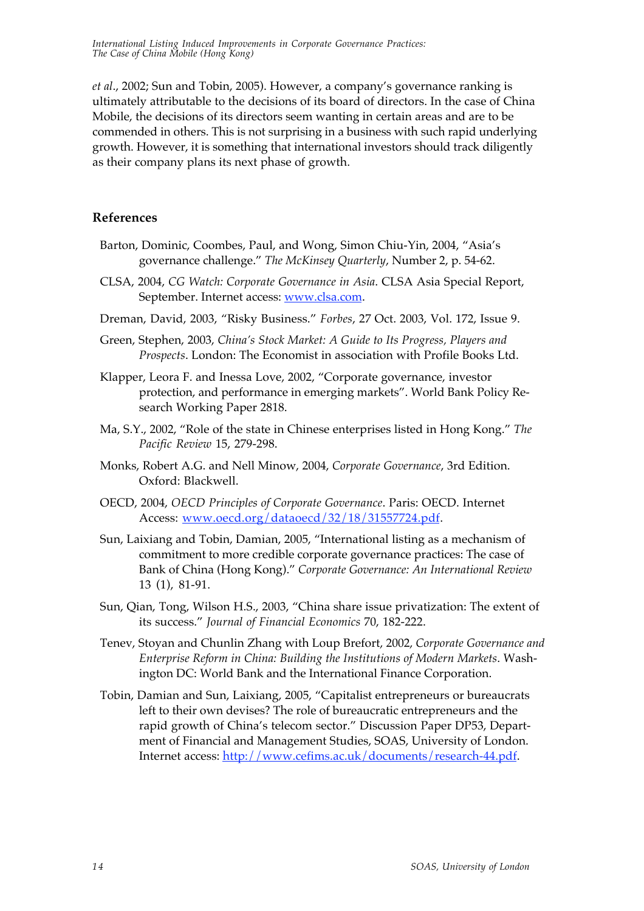*et al*., 2002; Sun and Tobin, 2005). However, a company's governance ranking is ultimately attributable to the decisions of its board of directors. In the case of China Mobile, the decisions of its directors seem wanting in certain areas and are to be commended in others. This is not surprising in a business with such rapid underlying growth. However, it is something that international investors should track diligently as their company plans its next phase of growth.

## References

Barton, Dominic, Coombes, Paul, and Wong, Simon Chiu-Yin, 2004, "Asia's governance challenge." *The McKinsey Quarterly*, Number 2, p. 54-62.

CLSA, 2004, *CG Watch: Corporate Governance in Asia*. CLSA Asia Special Report, September. Internet access: www.clsa.com.

Dreman, David, 2003, "Risky Business." *Forbes*, 27 Oct. 2003, Vol. 172, Issue 9.

Green, Stephen, 2003, *China's Stock Market: A Guide to Its Progress, Players and Prospects*. London: The Economist in association with Profile Books Ltd.

Klapper, Leora F. and Inessa Love, 2002, "Corporate governance, investor protection, and performance in emerging markets". World Bank Policy Research Working Paper 2818.

Ma, S.Y., 2002, "Role of the state in Chinese enterprises listed in Hong Kong." *The Pacific Review* 15, 279-298.

Monks, Robert A.G. and Nell Minow, 2004, *Corporate Governance*, 3rd Edition. Oxford: Blackwell.

OECD, 2004, *OECD Principles of Corporate Governance*. Paris: OECD. Internet Access: www.oecd.org/dataoecd/32/18/31557724.pdf.

Sun, Laixiang and Tobin, Damian, 2005, "International listing as a mechanism of commitment to more credible corporate governance practices: The case of Bank of China (Hong Kong)." *Corporate Governance: An International Review* 13 (1), 81-91.

Sun, Qian, Tong, Wilson H.S., 2003, "China share issue privatization: The extent of its success." *Journal of Financial Economics* 70, 182-222.

Tenev, Stoyan and Chunlin Zhang with Loup Brefort, 2002, *Corporate Governance and Enterprise Reform in China: Building the Institutions of Modern Markets*. Washington DC: World Bank and the International Finance Corporation.

Tobin, Damian and Sun, Laixiang, 2005, "Capitalist entrepreneurs or bureaucrats left to their own devises? The role of bureaucratic entrepreneurs and the rapid growth of China's telecom sector." Discussion Paper DP53, Department of Financial and Management Studies, SOAS, University of London. Internet access: http://www.cefims.ac.uk/documents/research-44.pdf.